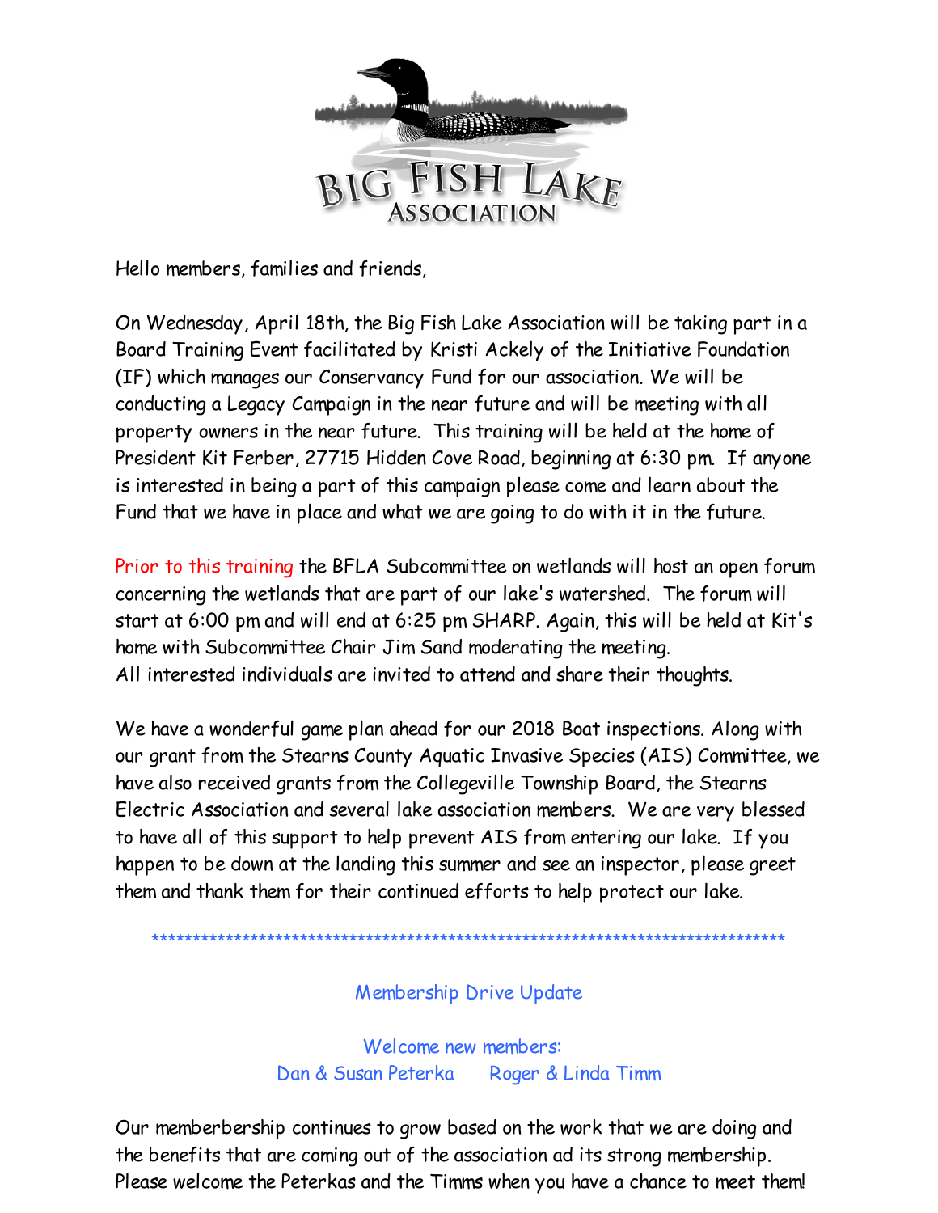# Big Fish Lake Association

Hello members, families and friends,

On Wednesday, April 18th, the Big Fish Lake Association will be taking part in a Board Training Event facilitated by Kristi Ackely of the Initiative Foundation (IF) which manages our Conservancy Fund for our association. We will be conducting a Legacy Campaign in the near future and will be meeting with all property owners in the near future. This training will be held at the home of President Kit Ferber, 27715 Hidden Cove Road, beginning at 6:30 pm. If anyone is interested in being a part of this campaign please come and learn about the Fund that we have in place and what we are going to do with it in the future.

Prior to this training the BFLA Subcommittee on wetlands will host an open forum concerning the wetlands that are part of our lake's watershed. The forum will start at 6:00 pm and will end at 6:25 pm SHARP. Again, this will be held at Kit's home with Subcommittee Chair Jim Sand moderating the meeting.
All interested individuals are invited to attend and share their thoughts.

We have a wonderful game plan ahead for our 2018 Boat inspections. Along with our grant from the Stearns County Aquatic Invasive Species (AIS) Committee, we have also received grants from the Collegeville Township Board, the Stearns Electric Association and several lake association members. We are very blessed to have all of this support to help prevent AIS from entering our lake. If you happen to be down at the landing this summer and see an inspector, please greet them and thank them for their continued efforts to help protect our lake.

******************************************************************************

## Membership Drive Update

Welcome new members:
Dan & Susan Peterka    Roger & Linda Timm

Our memberbership continues to grow based on the work that we are doing and the benefits that are coming out of the association ad its strong membership. Please welcome the Peterkas and the Timms when you have a chance to meet them!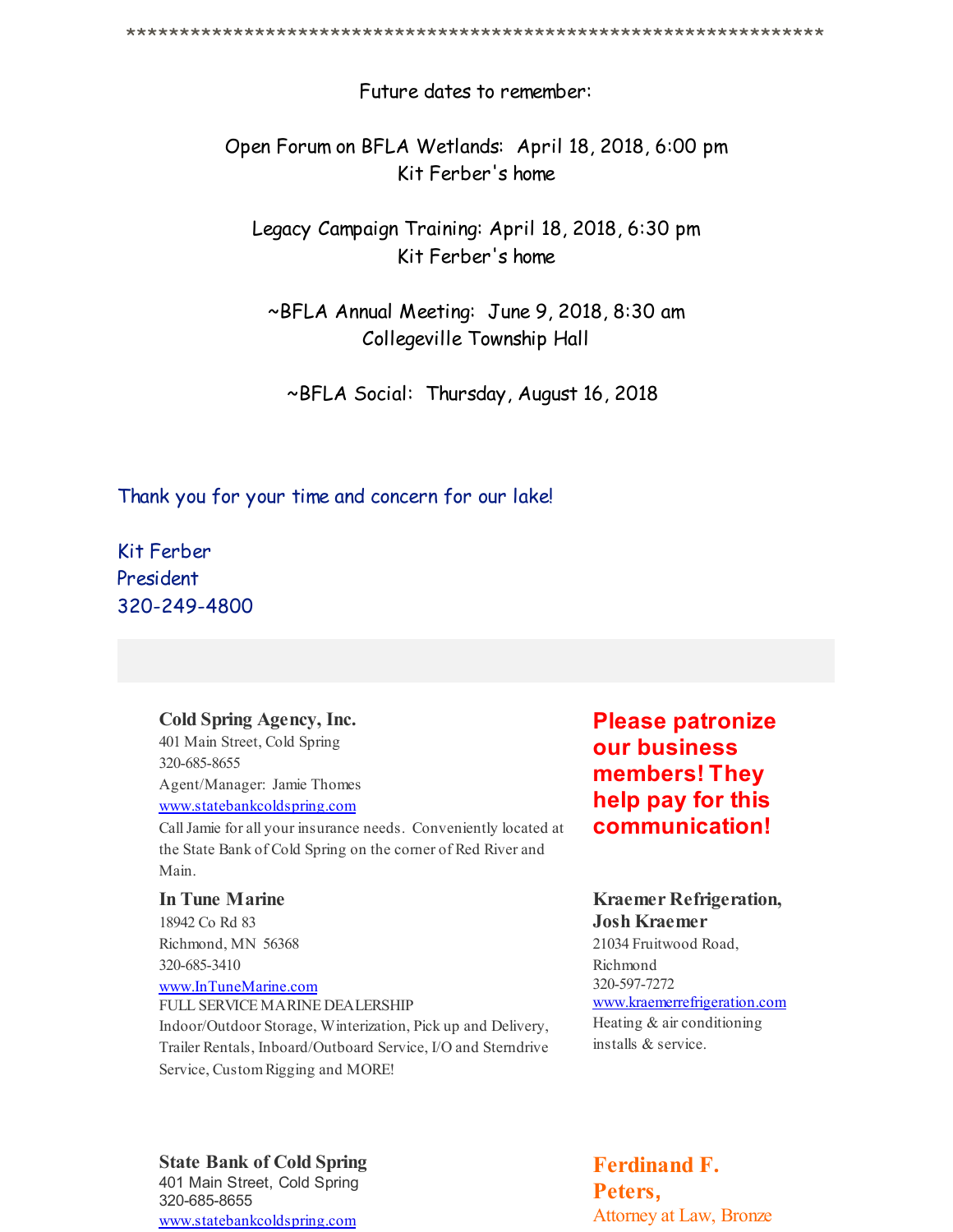*******************************************************************

Future dates to remember:

Open Forum on BFLA Wetlands: April 18, 2018, 6:00 pm
Kit Ferber's home

Legacy Campaign Training: April 18, 2018, 6:30 pm
Kit Ferber's home

~BFLA Annual Meeting: June 9, 2018, 8:30 am
Collegeville Township Hall

~BFLA Social: Thursday, August 16, 2018

Thank you for your time and concern for our lake!

Kit Ferber
President
320-249-4800

**Please patronize our business members! They help pay for this communication!**

**Cold Spring Agency, Inc.**
401 Main Street, Cold Spring
320-685-8655
Agent/Manager: Jamie Thomes
www.statebankcoldspring.com
Call Jamie for all your insurance needs. Conveniently located at the State Bank of Cold Spring on the corner of Red River and Main.

**In Tune Marine**
18942 Co Rd 83
Richmond, MN 56368
320-685-3410
www.InTuneMarine.com
FULL SERVICE MARINE DEALERSHIP
Indoor/Outdoor Storage, Winterization, Pick up and Delivery, Trailer Rentals, Inboard/Outboard Service, I/O and Sterndrive Service, Custom Rigging and MORE!

**Kraemer Refrigeration, Josh Kraemer**
21034 Fruitwood Road, Richmond
320-597-7272
www.kraemerrefrigeration.com
Heating & air conditioning installs & service.

**State Bank of Cold Spring**
401 Main Street, Cold Spring
320-685-8655
www.statebankcoldspring.com

**Ferdinand F. Peters,**
Attorney at Law, Bronze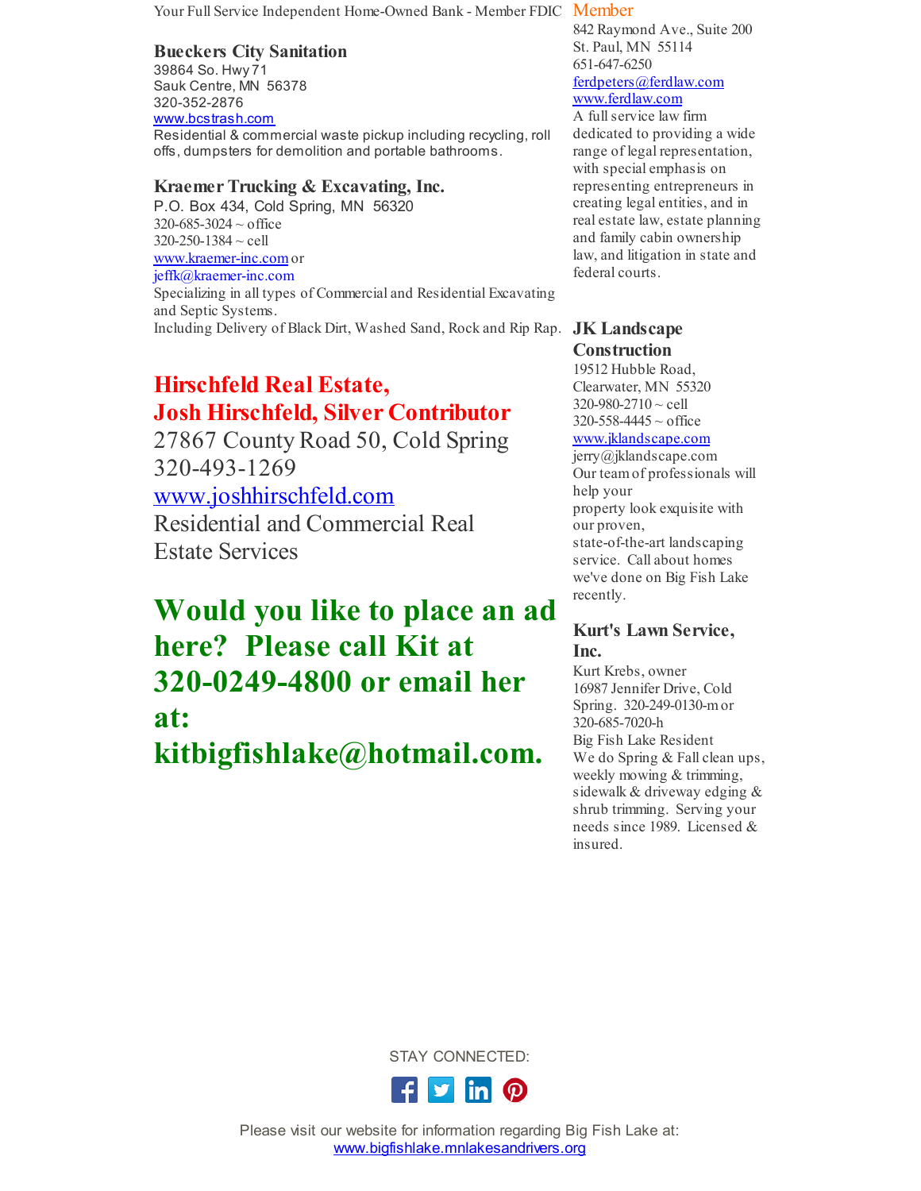Your Full Service Independent Home-Owned Bank - Member FDIC

### Bueckers City Sanitation

39864 So. Hwy 71
Sauk Centre, MN 56378
320-352-2876
www.bcstrash.com
Residential & commercial waste pickup including recycling, roll offs, dumpsters for demolition and portable bathrooms.

### Kraemer Trucking & Excavating, Inc.

P.O. Box 434, Cold Spring, MN 56320
320-685-3024 ~ office
320-250-1384 ~ cell
www.kraemer-inc.com or
jeffk@kraemer-inc.com
Specializing in all types of Commercial and Residential Excavating and Septic Systems.
Including Delivery of Black Dirt, Washed Sand, Rock and Rip Rap.

## Hirschfeld Real Estate, Josh Hirschfeld, Silver Contributor

27867 County Road 50, Cold Spring
320-493-1269
www.joshhirschfeld.com
Residential and Commercial Real Estate Services

## Would you like to place an ad here? Please call Kit at 320-0249-4800 or email her at: kitbigfishlake@hotmail.com.

Member

842 Raymond Ave., Suite 200
St. Paul, MN 55114
651-647-6250
ferdpeters@ferdlaw.com
www.ferdlaw.com
A full service law firm dedicated to providing a wide range of legal representation, with special emphasis on representing entrepreneurs in creating legal entities, and in real estate law, estate planning and family cabin ownership law, and litigation in state and federal courts.

### JK Landscape Construction

19512 Hubble Road,
Clearwater, MN 55320
320-980-2710 ~ cell
320-558-4445 ~ office
www.jklandscape.com
jerry@jklandscape.com
Our team of professionals will help your property look exquisite with our proven, state-of-the-art landscaping service. Call about homes we've done on Big Fish Lake recently.

### Kurt's Lawn Service, Inc.

Kurt Krebs, owner
16987 Jennifer Drive, Cold Spring. 320-249-0130-m or 320-685-7020-h
Big Fish Lake Resident
We do Spring & Fall clean ups, weekly mowing & trimming, sidewalk & driveway edging & shrub trimming. Serving your needs since 1989. Licensed & insured.

STAY CONNECTED:

Please visit our website for information regarding Big Fish Lake at:
www.bigfishlake.mnlakesandrivers.org